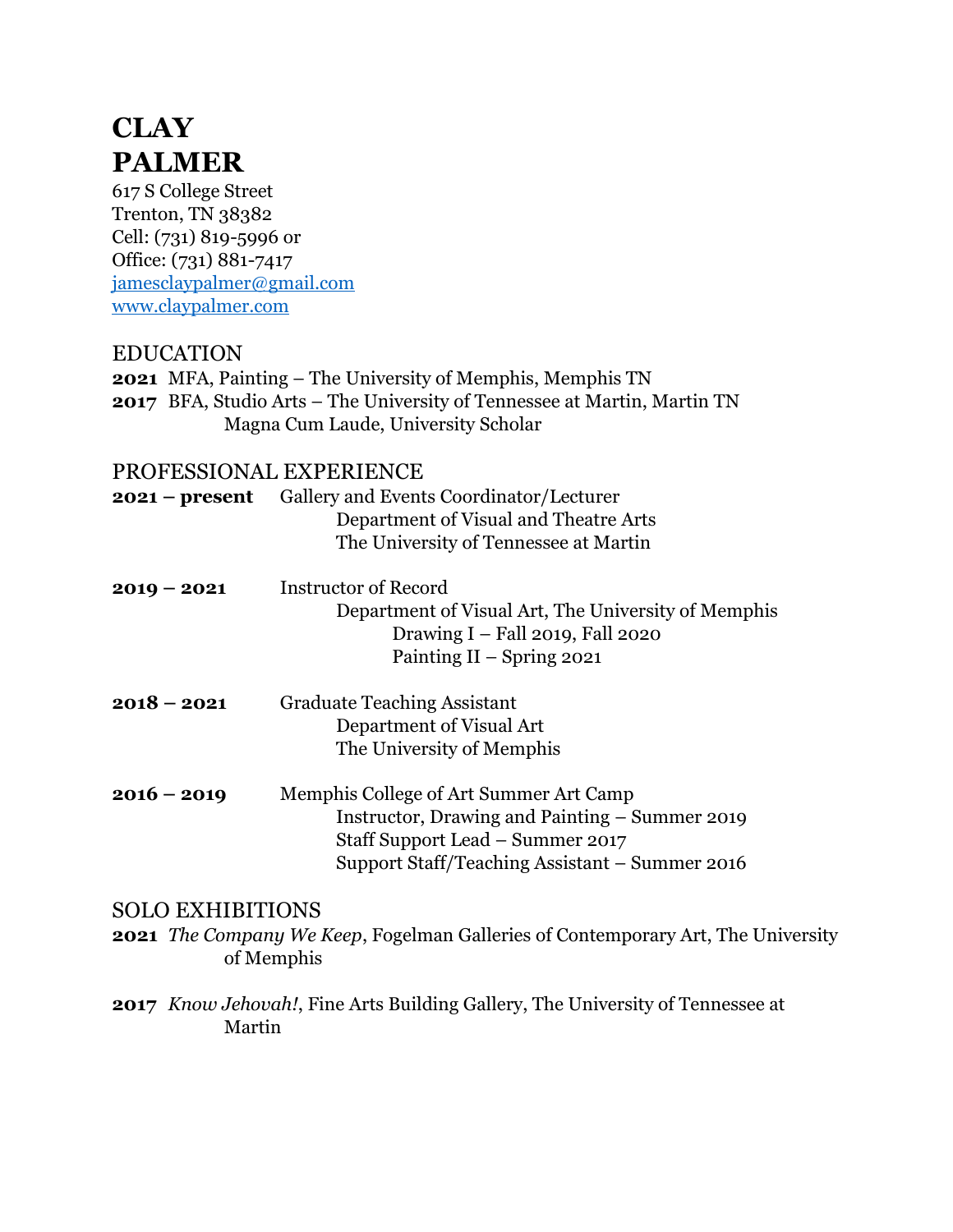# CLAY PALMER

617 S College Street
Trenton, TN 38382
Cell: (731) 819-5996 or
Office: (731) 881-7417
jamesclaypalmer@gmail.com
www.claypalmer.com

## EDUCATION

**2021** MFA, Painting – The University of Memphis, Memphis TN

**2017** BFA, Studio Arts – The University of Tennessee at Martin, Martin TN
Magna Cum Laude, University Scholar

## PROFESSIONAL EXPERIENCE

**2021 – present** Gallery and Events Coordinator/Lecturer
Department of Visual and Theatre Arts
The University of Tennessee at Martin

**2019 – 2021** Instructor of Record
Department of Visual Art, The University of Memphis
Drawing I – Fall 2019, Fall 2020
Painting II – Spring 2021

**2018 – 2021** Graduate Teaching Assistant
Department of Visual Art
The University of Memphis

**2016 – 2019** Memphis College of Art Summer Art Camp
Instructor, Drawing and Painting – Summer 2019
Staff Support Lead – Summer 2017
Support Staff/Teaching Assistant – Summer 2016

## SOLO EXHIBITIONS

**2021** *The Company We Keep*, Fogelman Galleries of Contemporary Art, The University of Memphis

**2017** *Know Jehovah!*, Fine Arts Building Gallery, The University of Tennessee at Martin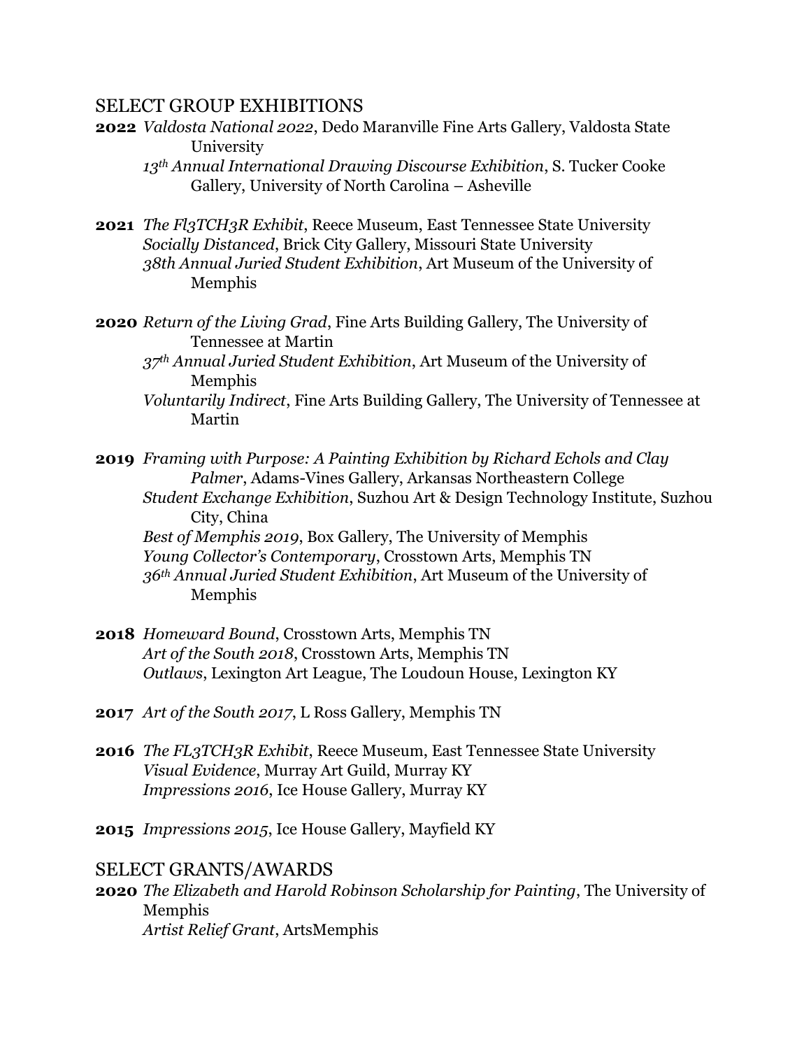## SELECT GROUP EXHIBITIONS

**2022** *Valdosta National 2022*, Dedo Maranville Fine Arts Gallery, Valdosta State University
*13th Annual International Drawing Discourse Exhibition*, S. Tucker Cooke Gallery, University of North Carolina – Asheville

**2021** *The Fl3TCH3R Exhibit*, Reece Museum, East Tennessee State University
*Socially Distanced*, Brick City Gallery, Missouri State University
*38th Annual Juried Student Exhibition*, Art Museum of the University of Memphis

**2020** *Return of the Living Grad*, Fine Arts Building Gallery, The University of Tennessee at Martin
*37th Annual Juried Student Exhibition*, Art Museum of the University of Memphis
*Voluntarily Indirect*, Fine Arts Building Gallery, The University of Tennessee at Martin

**2019** *Framing with Purpose: A Painting Exhibition by Richard Echols and Clay Palmer*, Adams-Vines Gallery, Arkansas Northeastern College
*Student Exchange Exhibition*, Suzhou Art & Design Technology Institute, Suzhou City, China
*Best of Memphis 2019*, Box Gallery, The University of Memphis
*Young Collector's Contemporary*, Crosstown Arts, Memphis TN
*36th Annual Juried Student Exhibition*, Art Museum of the University of Memphis

**2018** *Homeward Bound*, Crosstown Arts, Memphis TN
*Art of the South 2018*, Crosstown Arts, Memphis TN
*Outlaws*, Lexington Art League, The Loudoun House, Lexington KY

**2017** *Art of the South 2017*, L Ross Gallery, Memphis TN

**2016** *The FL3TCH3R Exhibit*, Reece Museum, East Tennessee State University
*Visual Evidence*, Murray Art Guild, Murray KY
*Impressions 2016*, Ice House Gallery, Murray KY

**2015** *Impressions 2015*, Ice House Gallery, Mayfield KY

## SELECT GRANTS/AWARDS

**2020** *The Elizabeth and Harold Robinson Scholarship for Painting*, The University of Memphis
*Artist Relief Grant*, ArtsMemphis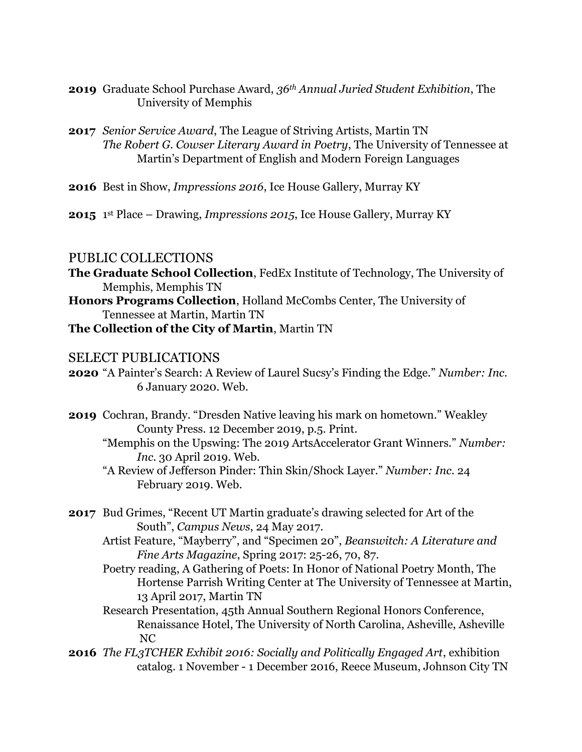**2019** Graduate School Purchase Award, *36th Annual Juried Student Exhibition*, The University of Memphis

**2017** *Senior Service Award*, The League of Striving Artists, Martin TN
*The Robert G. Cowser Literary Award in Poetry*, The University of Tennessee at Martin's Department of English and Modern Foreign Languages

**2016** Best in Show, *Impressions 2016*, Ice House Gallery, Murray KY

**2015** 1st Place – Drawing, *Impressions 2015*, Ice House Gallery, Murray KY

## PUBLIC COLLECTIONS

**The Graduate School Collection**, FedEx Institute of Technology, The University of Memphis, Memphis TN
**Honors Programs Collection**, Holland McCombs Center, The University of Tennessee at Martin, Martin TN
**The Collection of the City of Martin**, Martin TN

## SELECT PUBLICATIONS

**2020** "A Painter's Search: A Review of Laurel Sucsy's Finding the Edge." *Number: Inc.* 6 January 2020. Web.

**2019** Cochran, Brandy. "Dresden Native leaving his mark on hometown." Weakley County Press. 12 December 2019, p.5. Print.
"Memphis on the Upswing: The 2019 ArtsAccelerator Grant Winners." *Number: Inc.* 30 April 2019. Web.
"A Review of Jefferson Pinder: Thin Skin/Shock Layer." *Number: Inc.* 24 February 2019. Web.

**2017** Bud Grimes, "Recent UT Martin graduate's drawing selected for Art of the South", *Campus News*, 24 May 2017.
Artist Feature, "Mayberry", and "Specimen 20", *Beanswitch: A Literature and Fine Arts Magazine*, Spring 2017: 25-26, 70, 87.
Poetry reading, A Gathering of Poets: In Honor of National Poetry Month, The Hortense Parrish Writing Center at The University of Tennessee at Martin, 13 April 2017, Martin TN
Research Presentation, 45th Annual Southern Regional Honors Conference, Renaissance Hotel, The University of North Carolina, Asheville, Asheville NC

**2016** *The FL3TCHER Exhibit 2016: Socially and Politically Engaged Art*, exhibition catalog. 1 November - 1 December 2016, Reece Museum, Johnson City TN